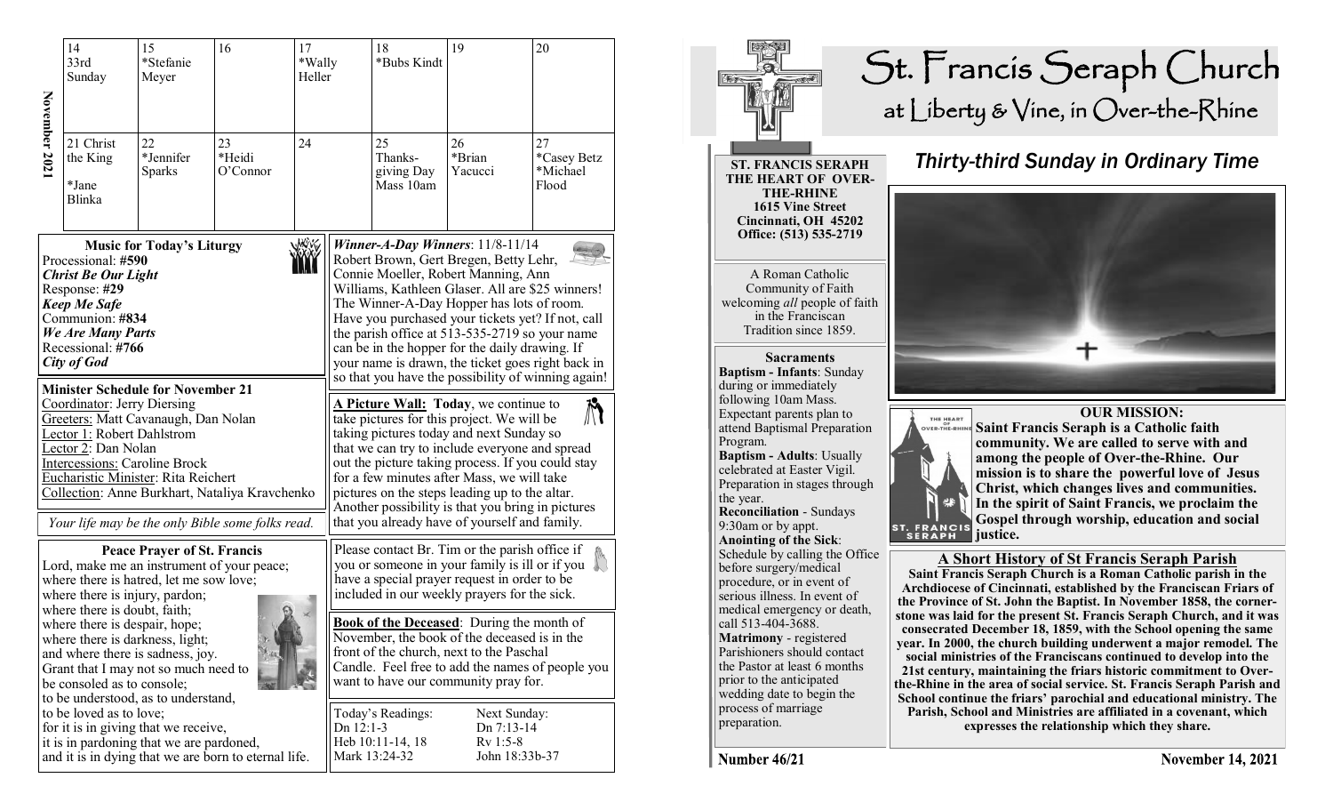# St. Francis Seraph Church

## at Liberty & Vine, in Over-the-Rhine

**ST. FRANCIS SERAPH THE HEART OF OVER-THE-RHINE**
**1615 Vine Street**
**Cincinnati, OH 45202**
**Office: (513) 535-2719**

A Roman Catholic Community of Faith welcoming *all* people of faith in the Franciscan Tradition since 1859.

**Sacraments**

**Baptism - Infants**: Sunday during or immediately following 10am Mass. Expectant parents plan to attend Baptismal Preparation Program.

**Baptism - Adults**: Usually celebrated at Easter Vigil. Preparation in stages through the year.

**Reconciliation** - Sundays 9:30am or by appt.

**Anointing of the Sick**: Schedule by calling the Office before surgery/medical procedure, or in event of serious illness. In event of medical emergency or death, call 513-404-3688.

**Matrimony** - registered Parishioners should contact the Pastor at least 6 months prior to the anticipated wedding date to begin the process of marriage preparation.

## *Thirty-third Sunday in Ordinary Time*

**OUR MISSION:**

**Saint Francis Seraph is a Catholic faith community. We are called to serve with and among the people of Over-the-Rhine. Our mission is to share the powerful love of Jesus Christ, which changes lives and communities. In the spirit of Saint Francis, we proclaim the Gospel through worship, education and social justice.**

### A Short History of St Francis Seraph Parish

**Saint Francis Seraph Church is a Roman Catholic parish in the Archdiocese of Cincinnati, established by the Franciscan Friars of the Province of St. John the Baptist. In November 1858, the cornerstone was laid for the present St. Francis Seraph Church, and it was consecrated December 18, 1859, with the School opening the same year. In 2000, the church building underwent a major remodel. The social ministries of the Franciscans continued to develop into the 21st century, maintaining the friars historic commitment to Over-the-Rhine in the area of social service. St. Francis Seraph Parish and School continue the friars' parochial and educational ministry. The Parish, School and Ministries are affiliated in a covenant, which expresses the relationship which they share.**

**Number 46/21** **November 14, 2021**

---

**November 2021**

| 14 | 15 | 16 | 17 | 18 | 19 | 20 |
|---|---|---|---|---|---|---|
| 33rd Sunday | *Stefanie Meyer | | *Wally Heller | *Bubs Kindt | | |
| 21 Christ the King *Jane Blinka | 22 *Jennifer Sparks | 23 *Heidi O'Connor | 24 | 25 Thanks-giving Day Mass 10am | 26 *Brian Yacucci | 27 *Casey Betz *Michael Flood |

### Music for Today's Liturgy

Processional: **#590** ***Christ Be Our Light***
Response: **#29** ***Keep Me Safe***
Communion: **#834** ***We Are Many Parts***
Recessional: **#766** ***City of God***

### Minister Schedule for November 21

Coordinator: Jerry Diersing
Greeters: Matt Cavanaugh, Dan Nolan
Lector 1: Robert Dahlstrom
Lector 2: Dan Nolan
Intercessions: Caroline Brock
Eucharistic Minister: Rita Reichert
Collection: Anne Burkhart, Nataliya Kravchenko

*Your life may be the only Bible some folks read.*

### Peace Prayer of St. Francis

Lord, make me an instrument of your peace;
where there is hatred, let me sow love;
where there is injury, pardon;
where there is doubt, faith;
where there is despair, hope;
where there is darkness, light;
and where there is sadness, joy.
Grant that I may not so much need to be consoled as to console;
to be understood, as to understand,
to be loved as to love;
for it is in giving that we receive,
it is in pardoning that we are pardoned,
and it is in dying that we are born to eternal life.

***Winner-A-Day Winners***: 11/8-11/14
Robert Brown, Gert Bregen, Betty Lehr, Connie Moeller, Robert Manning, Ann Williams, Kathleen Glaser. All are $25 winners! The Winner-A-Day Hopper has lots of room. Have you purchased your tickets yet? If not, call the parish office at 513-535-2719 so your name can be in the hopper for the daily drawing. If your name is drawn, the ticket goes right back in so that you have the possibility of winning again!

**A Picture Wall: Today**, we continue to take pictures for this project. We will be taking pictures today and next Sunday so that we can try to include everyone and spread out the picture taking process. If you could stay for a few minutes after Mass, we will take pictures on the steps leading up to the altar. Another possibility is that you bring in pictures that you already have of yourself and family.

Please contact Br. Tim or the parish office if you or someone in your family is ill or if you have a special prayer request in order to be included in our weekly prayers for the sick.

**Book of the Deceased**: During the month of November, the book of the deceased is in the front of the church, next to the Paschal Candle. Feel free to add the names of people you want to have our community pray for.

| Today's Readings: | Next Sunday: |
|---|---|
| Dn 12:1-3 | Dn 7:13-14 |
| Heb 10:11-14, 18 | Rv 1:5-8 |
| Mark 13:24-32 | John 18:33b-37 |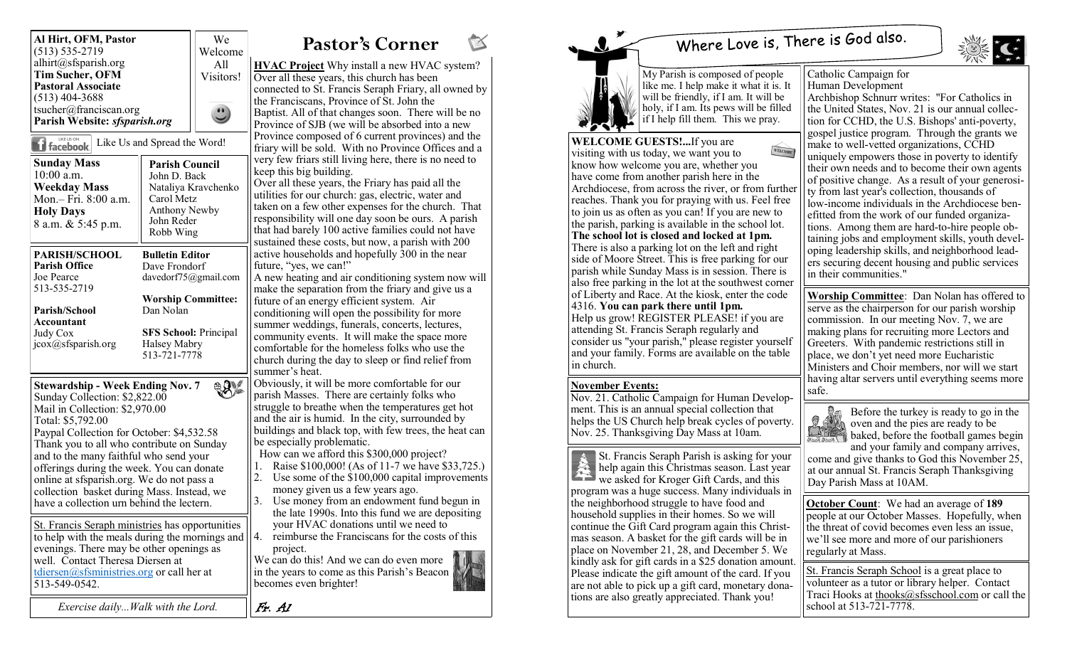**Al Hirt, OFM, Pastor**
(513) 535-2719
alhirt@sfsparish.org
**Tim Sucher, OFM**
**Pastoral Associate**
(513) 404-3688
tsucher@franciscan.org
**Parish Website: *sfsparish.org***

We Welcome All Visitors!

Like Us and Spread the Word!

**Sunday Mass**
10:00 a.m.
**Weekday Mass**
Mon.– Fri. 8:00 a.m.
**Holy Days**
8 a.m. & 5:45 p.m.

**Parish Council**
John D. Back
Nataliya Kravchenko
Carol Metz
Anthony Newby
John Reder
Robb Wing

**PARISH/SCHOOL**
**Parish Office**
Joe Pearce
513-535-2719

**Parish/School Accountant**
Judy Cox
jcox@sfsparish.org

**Bulletin Editor**
Dave Frondorf
davedorf75@gmail.com

**Worship Committee:**
Dan Nolan

**SFS School:** Principal
Halsey Mabry
513-721-7778

**Stewardship - Week Ending Nov. 7**
Sunday Collection: $2,822.00
Mail in Collection: $2,970.00
Total: $5,792.00
Paypal Collection for October: $4,532.58
Thank you to all who contribute on Sunday and to the many faithful who send your offerings during the week. You can donate online at sfsparish.org. We do not pass a collection basket during Mass. Instead, we have a collection urn behind the lectern.

St. Francis Seraph ministries has opportunities to help with the meals during the mornings and evenings. There may be other openings as well. Contact Theresa Diersen at tdiersen@sfsministries.org or call her at 513-549-0542.

*Exercise daily...Walk with the Lord.*

# Pastor's Corner

**HVAC Project** Why install a new HVAC system? Over all these years, this church has been connected to St. Francis Seraph Friary, all owned by the Franciscans, Province of St. John the Baptist. All of that changes soon. There will be no Province of SJB (we will be absorbed into a new Province composed of 6 current provinces) and the friary will be sold. With no Province Offices and a very few friars still living here, there is no need to keep this big building.

Over all these years, the Friary has paid all the utilities for our church: gas, electric, water and taken on a few other expenses for the church. That responsibility will one day soon be ours. A parish that had barely 100 active families could not have sustained these costs, but now, a parish with 200 active households and hopefully 300 in the near future, "yes, we can!"

A new heating and air conditioning system now will make the separation from the friary and give us a future of an energy efficient system. Air conditioning will open the possibility for more summer weddings, funerals, concerts, lectures, community events. It will make the space more comfortable for the homeless folks who use the church during the day to sleep or find relief from summer's heat.

Obviously, it will be more comfortable for our parish Masses. There are certainly folks who struggle to breathe when the temperatures get hot and the air is humid. In the city, surrounded by buildings and black top, with few trees, the heat can be especially problematic.

How can we afford this $300,000 project?

1. Raise $100,000! (As of 11-7 we have $33,725.)
2. Use some of the $100,000 capital improvements money given us a few years ago.
3. Use money from an endowment fund begun in the late 1990s. Into this fund we are depositing your HVAC donations until we need to
4. reimburse the Franciscans for the costs of this project.

We can do this! And we can do even more in the years to come as this Parish's Beacon becomes even brighter!

*Fr. Al*

## Where Love is, There is God also.

My Parish is composed of people like me. I help make it what it is. It will be friendly, if I am. It will be holy, if I am. Its pews will be filled if I help fill them. This we pray.

**WELCOME GUESTS!...**If you are visiting with us today, we want you to know how welcome you are, whether you have come from another parish here in the Archdiocese, from across the river, or from further reaches. Thank you for praying with us. Feel free to join us as often as you can! If you are new to the parish, parking is available in the school lot. **The school lot is closed and locked at 1pm.** There is also a parking lot on the left and right side of Moore Street. This is free parking for our parish while Sunday Mass is in session. There is also free parking in the lot at the southwest corner of Liberty and Race. At the kiosk, enter the code 4316. **You can park there until 1pm.**
Help us grow! REGISTER PLEASE! if you are attending St. Francis Seraph regularly and consider us "your parish," please register yourself and your family. Forms are available on the table in church.

**November Events:**
Nov. 21. Catholic Campaign for Human Development. This is an annual special collection that helps the US Church help break cycles of poverty.
Nov. 25. Thanksgiving Day Mass at 10am.

St. Francis Seraph Parish is asking for your help again this Christmas season. Last year we asked for Kroger Gift Cards, and this program was a huge success. Many individuals in the neighborhood struggle to have food and household supplies in their homes. So we will continue the Gift Card program again this Christmas season. A basket for the gift cards will be in place on November 21, 28, and December 5. We kindly ask for gift cards in a $25 donation amount. Please indicate the gift amount of the card. If you are not able to pick up a gift card, monetary donations are also greatly appreciated. Thank you!

Catholic Campaign for Human Development
Archbishop Schnurr writes: "For Catholics in the United States, Nov. 21 is our annual collection for CCHD, the U.S. Bishops' anti-poverty, gospel justice program. Through the grants we make to well-vetted organizations, CCHD uniquely empowers those in poverty to identify their own needs and to become their own agents of positive change. As a result of your generosity from last year's collection, thousands of low-income individuals in the Archdiocese benefitted from the work of our funded organizations. Among them are hard-to-hire people obtaining jobs and employment skills, youth developing leadership skills, and neighborhood leaders securing decent housing and public services in their communities."

**Worship Committee**: Dan Nolan has offered to serve as the chairperson for our parish worship commission. In our meeting Nov. 7, we are making plans for recruiting more Lectors and Greeters. With pandemic restrictions still in place, we don't yet need more Eucharistic Ministers and Choir members, nor will we start having altar servers until everything seems more safe.

Before the turkey is ready to go in the oven and the pies are ready to be baked, before the football games begin and your family and company arrives, come and give thanks to God this November 25, at our annual St. Francis Seraph Thanksgiving Day Parish Mass at 10AM.

**October Count**: We had an average of **189** people at our October Masses. Hopefully, when the threat of covid becomes even less an issue, we'll see more and more of our parishioners regularly at Mass.

St. Francis Seraph School is a great place to volunteer as a tutor or library helper. Contact Traci Hooks at thooks@sfsschool.com or call the school at 513-721-7778.